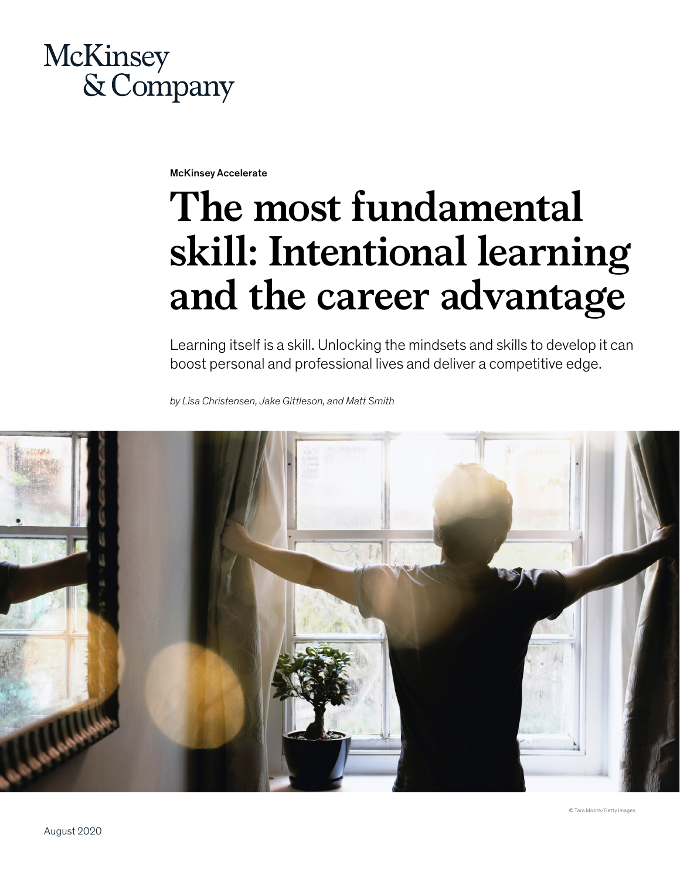McKinsey & Company

McKinsey Accelerate

# The most fundamental skill: Intentional learning and the career advantage

Learning itself is a skill. Unlocking the mindsets and skills to develop it can boost personal and professional lives and deliver a competitive edge.

*by Lisa Christensen, Jake Gittleson, and Matt Smith*

© Tara Moore/Getty Images

August 2020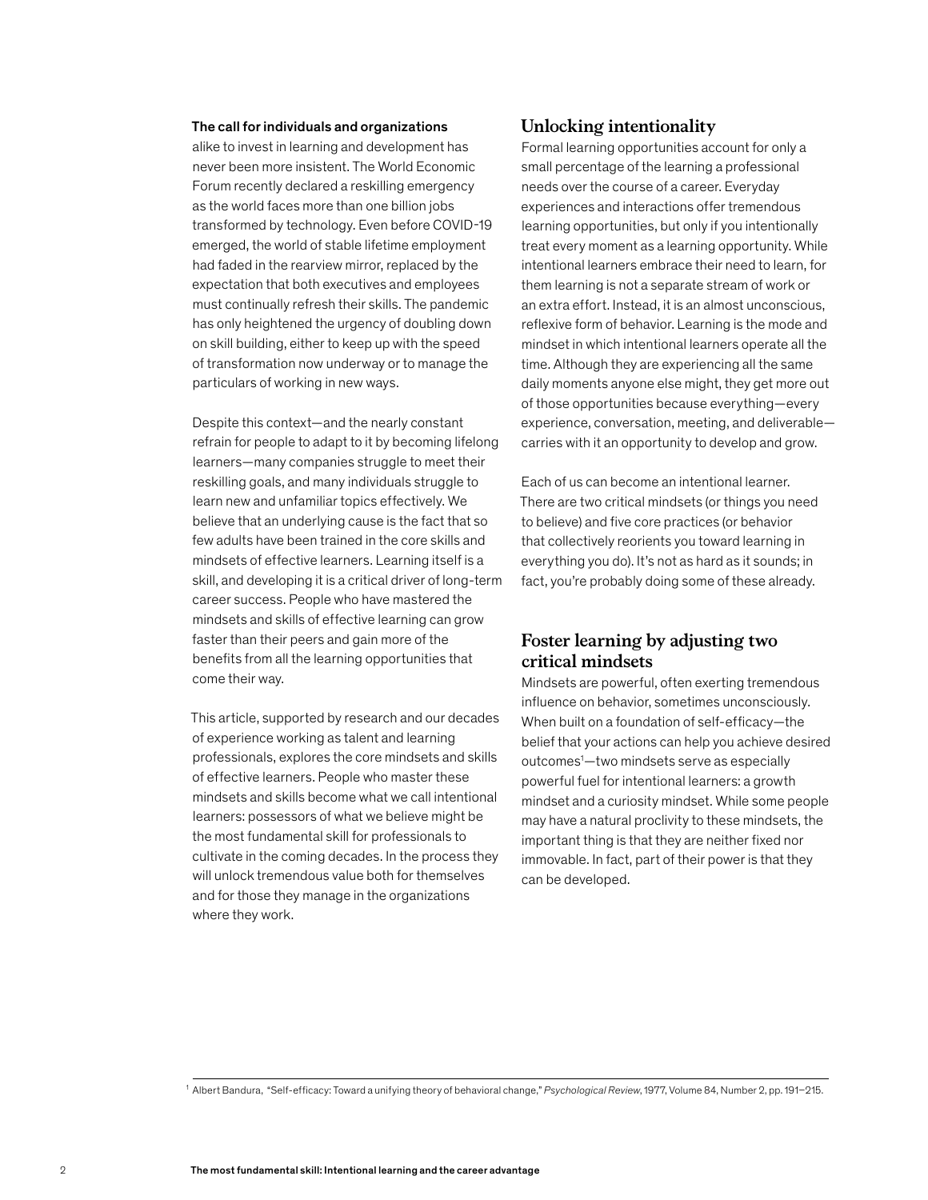**The call for individuals and organizations** alike to invest in learning and development has never been more insistent. The World Economic Forum recently declared a reskilling emergency as the world faces more than one billion jobs transformed by technology. Even before COVID-19 emerged, the world of stable lifetime employment had faded in the rearview mirror, replaced by the expectation that both executives and employees must continually refresh their skills. The pandemic has only heightened the urgency of doubling down on skill building, either to keep up with the speed of transformation now underway or to manage the particulars of working in new ways.

Despite this context—and the nearly constant refrain for people to adapt to it by becoming lifelong learners—many companies struggle to meet their reskilling goals, and many individuals struggle to learn new and unfamiliar topics effectively. We believe that an underlying cause is the fact that so few adults have been trained in the core skills and mindsets of effective learners. Learning itself is a skill, and developing it is a critical driver of long-term career success. People who have mastered the mindsets and skills of effective learning can grow faster than their peers and gain more of the benefits from all the learning opportunities that come their way.

This article, supported by research and our decades of experience working as talent and learning professionals, explores the core mindsets and skills of effective learners. People who master these mindsets and skills become what we call intentional learners: possessors of what we believe might be the most fundamental skill for professionals to cultivate in the coming decades. In the process they will unlock tremendous value both for themselves and for those they manage in the organizations where they work.

## Unlocking intentionality

Formal learning opportunities account for only a small percentage of the learning a professional needs over the course of a career. Everyday experiences and interactions offer tremendous learning opportunities, but only if you intentionally treat every moment as a learning opportunity. While intentional learners embrace their need to learn, for them learning is not a separate stream of work or an extra effort. Instead, it is an almost unconscious, reflexive form of behavior. Learning is the mode and mindset in which intentional learners operate all the time. Although they are experiencing all the same daily moments anyone else might, they get more out of those opportunities because everything—every experience, conversation, meeting, and deliverable—carries with it an opportunity to develop and grow.

Each of us can become an intentional learner. There are two critical mindsets (or things you need to believe) and five core practices (or behavior that collectively reorients you toward learning in everything you do). It's not as hard as it sounds; in fact, you're probably doing some of these already.

## Foster learning by adjusting two critical mindsets

Mindsets are powerful, often exerting tremendous influence on behavior, sometimes unconsciously. When built on a foundation of self-efficacy—the belief that your actions can help you achieve desired outcomes[1]—two mindsets serve as especially powerful fuel for intentional learners: a growth mindset and a curiosity mindset. While some people may have a natural proclivity to these mindsets, the important thing is that they are neither fixed nor immovable. In fact, part of their power is that they can be developed.

[1] Albert Bandura, "Self-efficacy: Toward a unifying theory of behavioral change," *Psychological Review*, 1977, Volume 84, Number 2, pp. 191–215.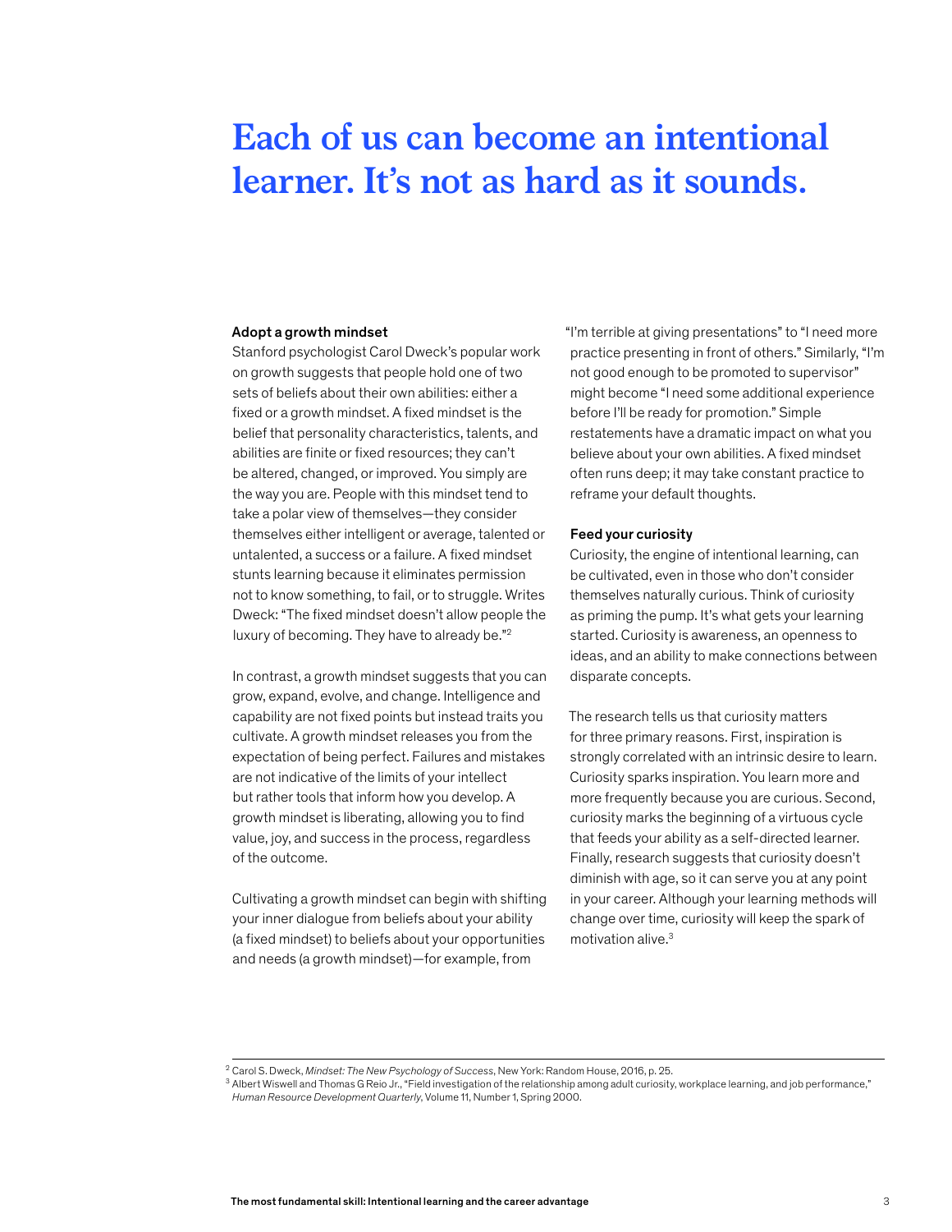# Each of us can become an intentional learner. It's not as hard as it sounds.

**Adopt a growth mindset**

Stanford psychologist Carol Dweck's popular work on growth suggests that people hold one of two sets of beliefs about their own abilities: either a fixed or a growth mindset. A fixed mindset is the belief that personality characteristics, talents, and abilities are finite or fixed resources; they can't be altered, changed, or improved. You simply are the way you are. People with this mindset tend to take a polar view of themselves—they consider themselves either intelligent or average, talented or untalented, a success or a failure. A fixed mindset stunts learning because it eliminates permission not to know something, to fail, or to struggle. Writes Dweck: "The fixed mindset doesn't allow people the luxury of becoming. They have to already be."[2]

In contrast, a growth mindset suggests that you can grow, expand, evolve, and change. Intelligence and capability are not fixed points but instead traits you cultivate. A growth mindset releases you from the expectation of being perfect. Failures and mistakes are not indicative of the limits of your intellect but rather tools that inform how you develop. A growth mindset is liberating, allowing you to find value, joy, and success in the process, regardless of the outcome.

Cultivating a growth mindset can begin with shifting your inner dialogue from beliefs about your ability (a fixed mindset) to beliefs about your opportunities and needs (a growth mindset)—for example, from "I'm terrible at giving presentations" to "I need more practice presenting in front of others." Similarly, "I'm not good enough to be promoted to supervisor" might become "I need some additional experience before I'll be ready for promotion." Simple restatements have a dramatic impact on what you believe about your own abilities. A fixed mindset often runs deep; it may take constant practice to reframe your default thoughts.

**Feed your curiosity**

Curiosity, the engine of intentional learning, can be cultivated, even in those who don't consider themselves naturally curious. Think of curiosity as priming the pump. It's what gets your learning started. Curiosity is awareness, an openness to ideas, and an ability to make connections between disparate concepts.

The research tells us that curiosity matters for three primary reasons. First, inspiration is strongly correlated with an intrinsic desire to learn. Curiosity sparks inspiration. You learn more and more frequently because you are curious. Second, curiosity marks the beginning of a virtuous cycle that feeds your ability as a self-directed learner. Finally, research suggests that curiosity doesn't diminish with age, so it can serve you at any point in your career. Although your learning methods will change over time, curiosity will keep the spark of motivation alive.[3]

---

[2] Carol S. Dweck, *Mindset: The New Psychology of Success*, New York: Random House, 2016, p. 25.

[3] Albert Wiswell and Thomas G Reio Jr., "Field investigation of the relationship among adult curiosity, workplace learning, and job performance," *Human Resource Development Quarterly*, Volume 11, Number 1, Spring 2000.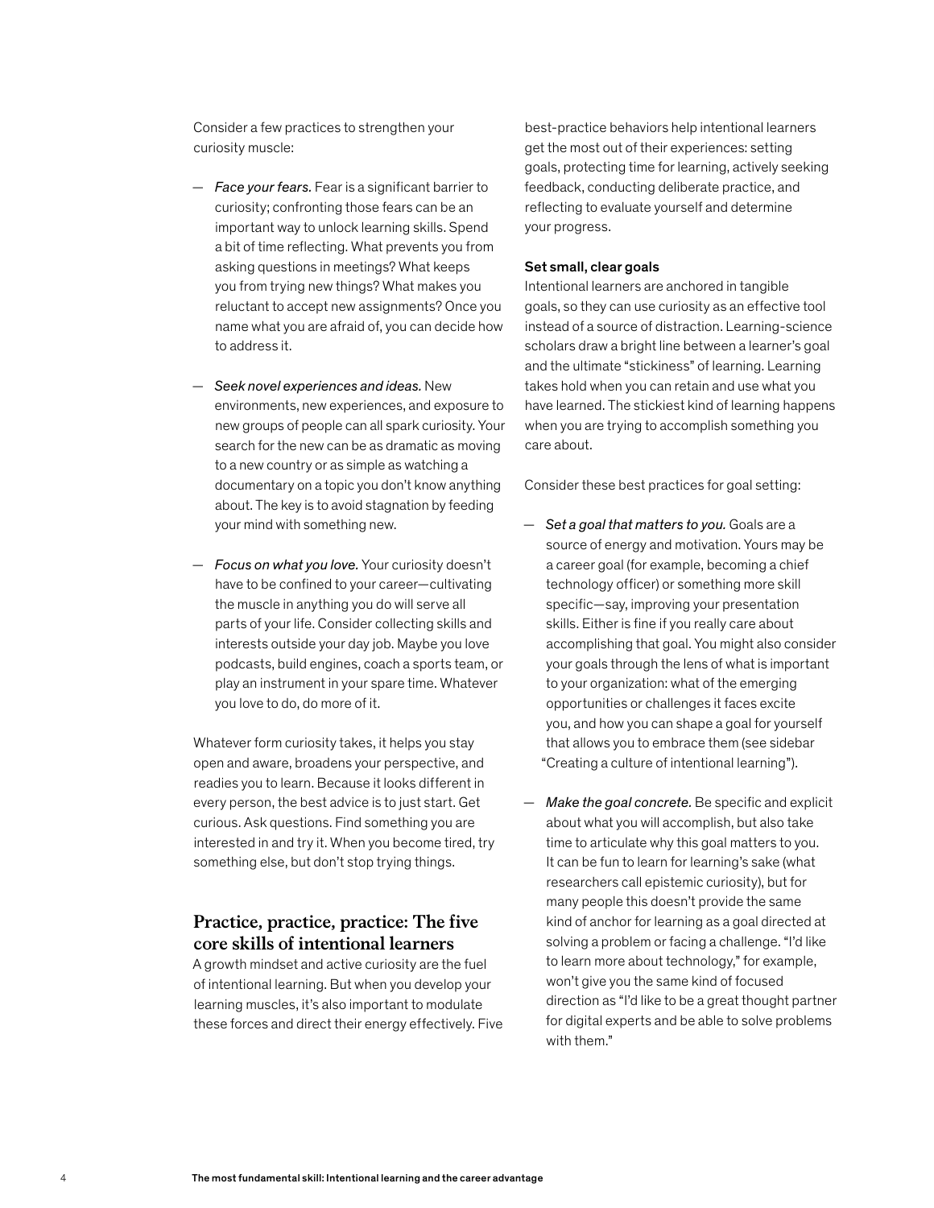Consider a few practices to strengthen your curiosity muscle:

- *Face your fears.* Fear is a significant barrier to curiosity; confronting those fears can be an important way to unlock learning skills. Spend a bit of time reflecting. What prevents you from asking questions in meetings? What keeps you from trying new things? What makes you reluctant to accept new assignments? Once you name what you are afraid of, you can decide how to address it.

- *Seek novel experiences and ideas.* New environments, new experiences, and exposure to new groups of people can all spark curiosity. Your search for the new can be as dramatic as moving to a new country or as simple as watching a documentary on a topic you don't know anything about. The key is to avoid stagnation by feeding your mind with something new.

- *Focus on what you love.* Your curiosity doesn't have to be confined to your career—cultivating the muscle in anything you do will serve all parts of your life. Consider collecting skills and interests outside your day job. Maybe you love podcasts, build engines, coach a sports team, or play an instrument in your spare time. Whatever you love to do, do more of it.

Whatever form curiosity takes, it helps you stay open and aware, broadens your perspective, and readies you to learn. Because it looks different in every person, the best advice is to just start. Get curious. Ask questions. Find something you are interested in and try it. When you become tired, try something else, but don't stop trying things.

## Practice, practice, practice: The five core skills of intentional learners

A growth mindset and active curiosity are the fuel of intentional learning. But when you develop your learning muscles, it's also important to modulate these forces and direct their energy effectively. Five best-practice behaviors help intentional learners get the most out of their experiences: setting goals, protecting time for learning, actively seeking feedback, conducting deliberate practice, and reflecting to evaluate yourself and determine your progress.

### Set small, clear goals

Intentional learners are anchored in tangible goals, so they can use curiosity as an effective tool instead of a source of distraction. Learning-science scholars draw a bright line between a learner's goal and the ultimate "stickiness" of learning. Learning takes hold when you can retain and use what you have learned. The stickiest kind of learning happens when you are trying to accomplish something you care about.

Consider these best practices for goal setting:

- *Set a goal that matters to you.* Goals are a source of energy and motivation. Yours may be a career goal (for example, becoming a chief technology officer) or something more skill specific—say, improving your presentation skills. Either is fine if you really care about accomplishing that goal. You might also consider your goals through the lens of what is important to your organization: what of the emerging opportunities or challenges it faces excite you, and how you can shape a goal for yourself that allows you to embrace them (see sidebar "Creating a culture of intentional learning").

- *Make the goal concrete.* Be specific and explicit about what you will accomplish, but also take time to articulate why this goal matters to you. It can be fun to learn for learning's sake (what researchers call epistemic curiosity), but for many people this doesn't provide the same kind of anchor for learning as a goal directed at solving a problem or facing a challenge. "I'd like to learn more about technology," for example, won't give you the same kind of focused direction as "I'd like to be a great thought partner for digital experts and be able to solve problems with them."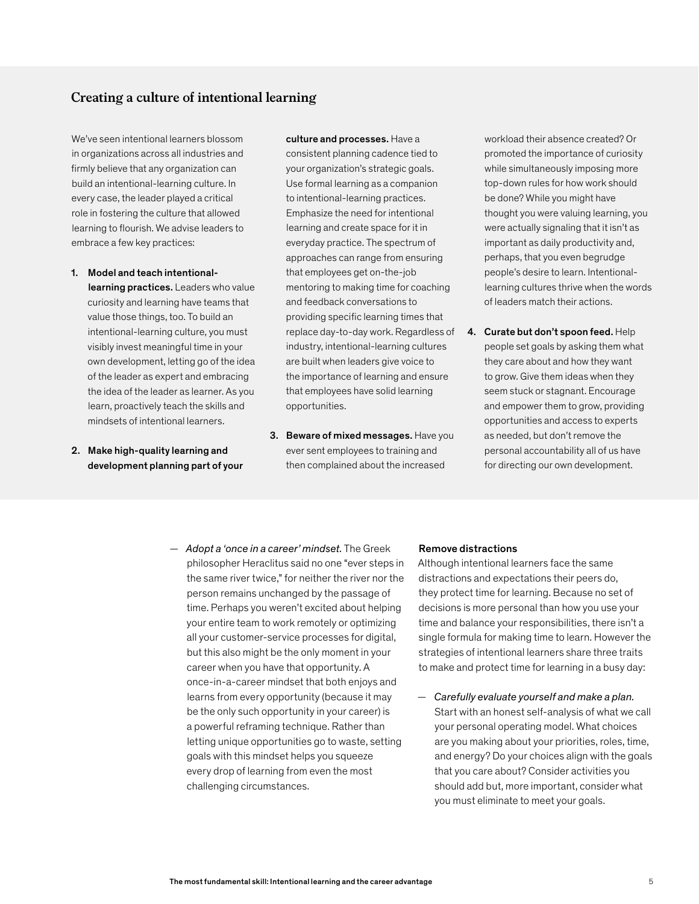## Creating a culture of intentional learning

We've seen intentional learners blossom in organizations across all industries and firmly believe that any organization can build an intentional-learning culture. In every case, the leader played a critical role in fostering the culture that allowed learning to flourish. We advise leaders to embrace a few key practices:

1. **Model and teach intentional-learning practices.** Leaders who value curiosity and learning have teams that value those things, too. To build an intentional-learning culture, you must visibly invest meaningful time in your own development, letting go of the idea of the leader as expert and embracing the idea of the leader as learner. As you learn, proactively teach the skills and mindsets of intentional learners.

2. **Make high-quality learning and development planning part of your culture and processes.** Have a consistent planning cadence tied to your organization's strategic goals. Use formal learning as a companion to intentional-learning practices. Emphasize the need for intentional learning and create space for it in everyday practice. The spectrum of approaches can range from ensuring that employees get on-the-job mentoring to making time for coaching and feedback conversations to providing specific learning times that replace day-to-day work. Regardless of industry, intentional-learning cultures are built when leaders give voice to the importance of learning and ensure that employees have solid learning opportunities.

3. **Beware of mixed messages.** Have you ever sent employees to training and then complained about the increased workload their absence created? Or promoted the importance of curiosity while simultaneously imposing more top-down rules for how work should be done? While you might have thought you were valuing learning, you were actually signaling that it isn't as important as daily productivity and, perhaps, that you even begrudge people's desire to learn. Intentional-learning cultures thrive when the words of leaders match their actions.

4. **Curate but don't spoon feed.** Help people set goals by asking them what they care about and how they want to grow. Give them ideas when they seem stuck or stagnant. Encourage and empower them to grow, providing opportunities and access to experts as needed, but don't remove the personal accountability all of us have for directing our own development.

— *Adopt a 'once in a career' mindset.* The Greek philosopher Heraclitus said no one "ever steps in the same river twice," for neither the river nor the person remains unchanged by the passage of time. Perhaps you weren't excited about helping your entire team to work remotely or optimizing all your customer-service processes for digital, but this also might be the only moment in your career when you have that opportunity. A once-in-a-career mindset that both enjoys and learns from every opportunity (because it may be the only such opportunity in your career) is a powerful reframing technique. Rather than letting unique opportunities go to waste, setting goals with this mindset helps you squeeze every drop of learning from even the most challenging circumstances.

**Remove distractions**

Although intentional learners face the same distractions and expectations their peers do, they protect time for learning. Because no set of decisions is more personal than how you use your time and balance your responsibilities, there isn't a single formula for making time to learn. However the strategies of intentional learners share three traits to make and protect time for learning in a busy day:

— *Carefully evaluate yourself and make a plan.* Start with an honest self-analysis of what we call your personal operating model. What choices are you making about your priorities, roles, time, and energy? Do your choices align with the goals that you care about? Consider activities you should add but, more important, consider what you must eliminate to meet your goals.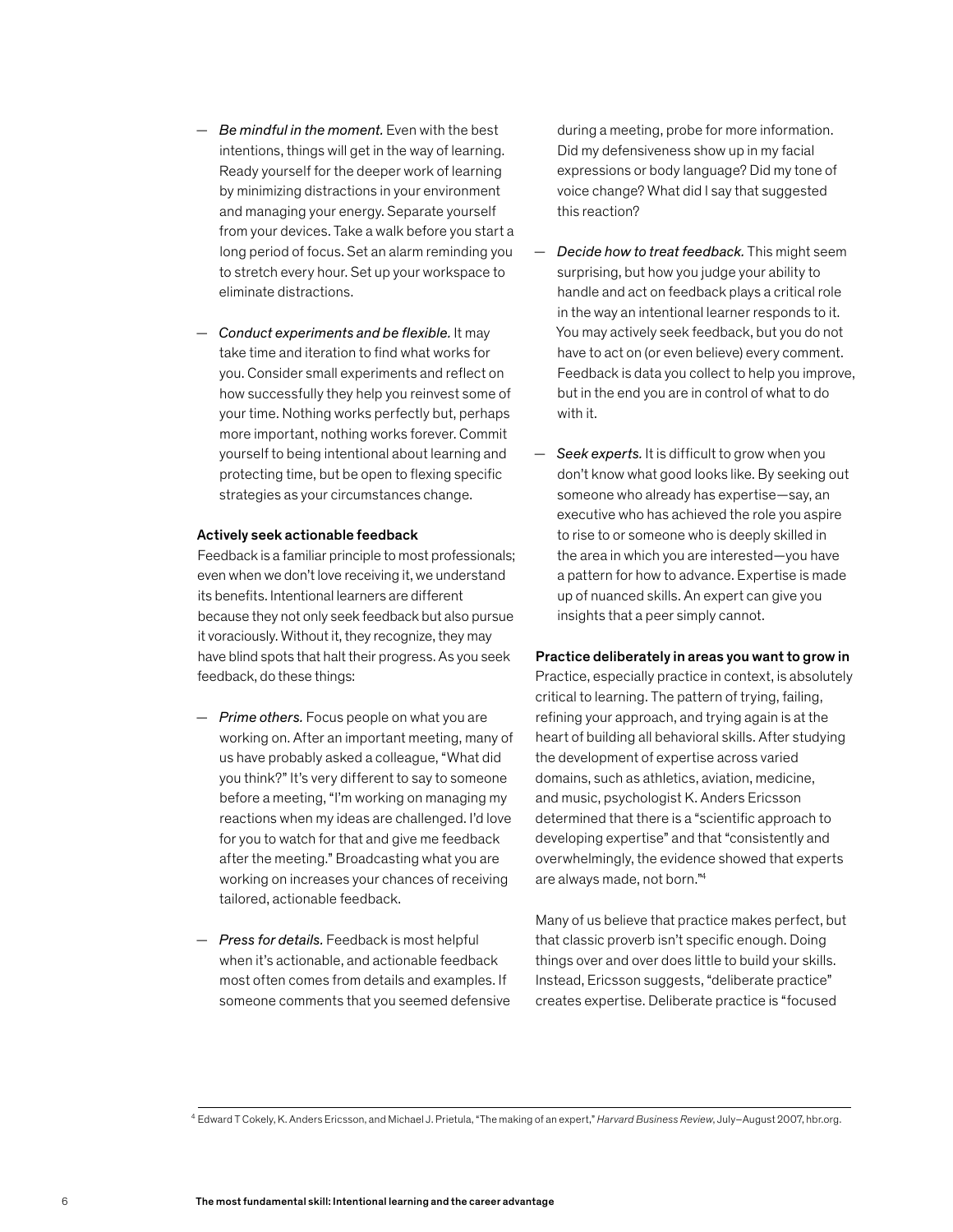- *Be mindful in the moment.* Even with the best intentions, things will get in the way of learning. Ready yourself for the deeper work of learning by minimizing distractions in your environment and managing your energy. Separate yourself from your devices. Take a walk before you start a long period of focus. Set an alarm reminding you to stretch every hour. Set up your workspace to eliminate distractions.

- *Conduct experiments and be flexible.* It may take time and iteration to find what works for you. Consider small experiments and reflect on how successfully they help you reinvest some of your time. Nothing works perfectly but, perhaps more important, nothing works forever. Commit yourself to being intentional about learning and protecting time, but be open to flexing specific strategies as your circumstances change.

**Actively seek actionable feedback**

Feedback is a familiar principle to most professionals; even when we don't love receiving it, we understand its benefits. Intentional learners are different because they not only seek feedback but also pursue it voraciously. Without it, they recognize, they may have blind spots that halt their progress. As you seek feedback, do these things:

- *Prime others.* Focus people on what you are working on. After an important meeting, many of us have probably asked a colleague, "What did you think?" It's very different to say to someone before a meeting, "I'm working on managing my reactions when my ideas are challenged. I'd love for you to watch for that and give me feedback after the meeting." Broadcasting what you are working on increases your chances of receiving tailored, actionable feedback.

- *Press for details.* Feedback is most helpful when it's actionable, and actionable feedback most often comes from details and examples. If someone comments that you seemed defensive during a meeting, probe for more information. Did my defensiveness show up in my facial expressions or body language? Did my tone of voice change? What did I say that suggested this reaction?

- *Decide how to treat feedback.* This might seem surprising, but how you judge your ability to handle and act on feedback plays a critical role in the way an intentional learner responds to it. You may actively seek feedback, but you do not have to act on (or even believe) every comment. Feedback is data you collect to help you improve, but in the end you are in control of what to do with it.

- *Seek experts.* It is difficult to grow when you don't know what good looks like. By seeking out someone who already has expertise—say, an executive who has achieved the role you aspire to rise to or someone who is deeply skilled in the area in which you are interested—you have a pattern for how to advance. Expertise is made up of nuanced skills. An expert can give you insights that a peer simply cannot.

**Practice deliberately in areas you want to grow in**

Practice, especially practice in context, is absolutely critical to learning. The pattern of trying, failing, refining your approach, and trying again is at the heart of building all behavioral skills. After studying the development of expertise across varied domains, such as athletics, aviation, medicine, and music, psychologist K. Anders Ericsson determined that there is a "scientific approach to developing expertise" and that "consistently and overwhelmingly, the evidence showed that experts are always made, not born."[4]

Many of us believe that practice makes perfect, but that classic proverb isn't specific enough. Doing things over and over does little to build your skills. Instead, Ericsson suggests, "deliberate practice" creates expertise. Deliberate practice is "focused

[4] Edward T Cokely, K. Anders Ericsson, and Michael J. Prietula, "The making of an expert," *Harvard Business Review*, July–August 2007, hbr.org.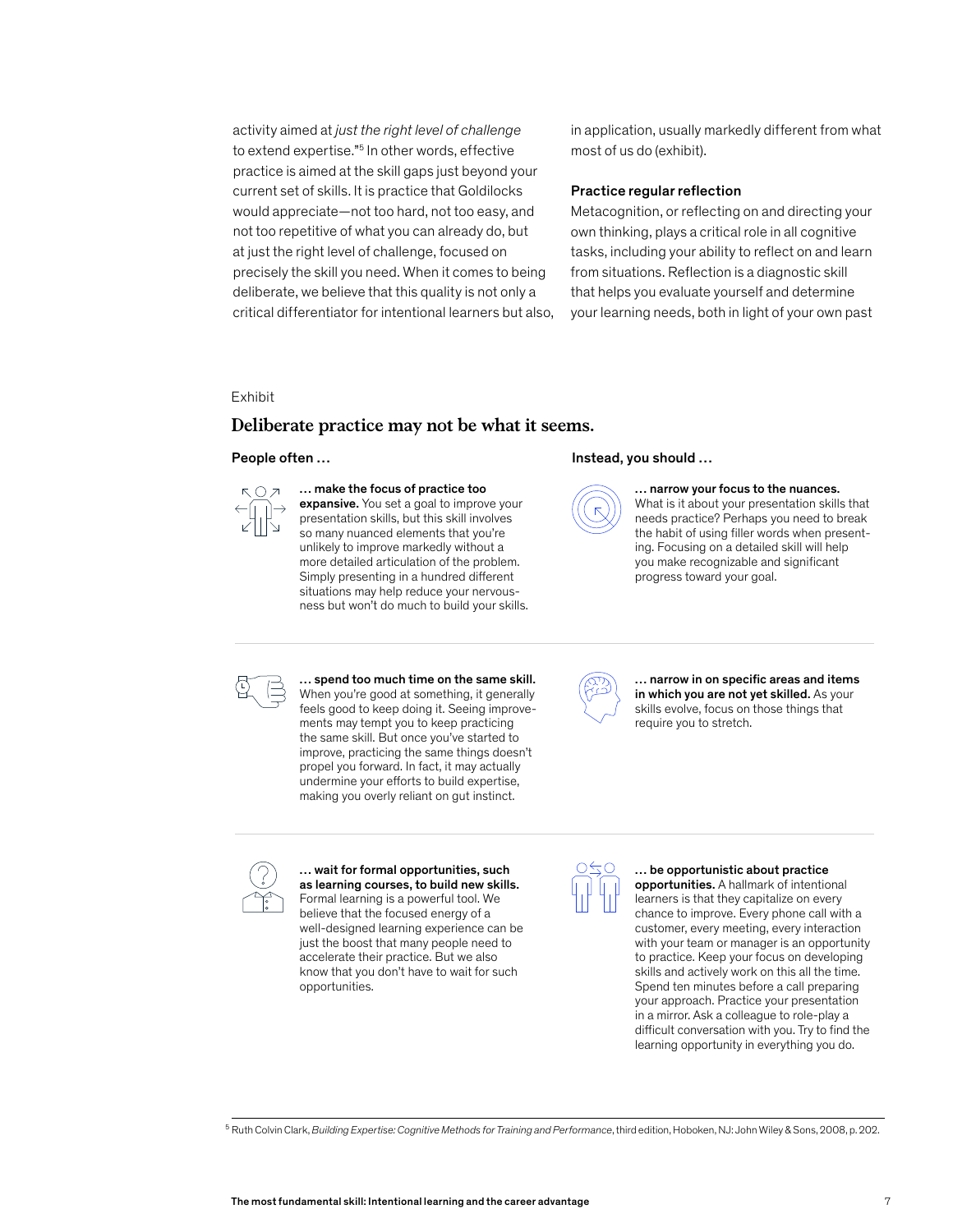activity aimed at *just the right level of challenge* to extend expertise."[5] In other words, effective practice is aimed at the skill gaps just beyond your current set of skills. It is practice that Goldilocks would appreciate—not too hard, not too easy, and not too repetitive of what you can already do, but at just the right level of challenge, focused on precisely the skill you need. When it comes to being deliberate, we believe that this quality is not only a critical differentiator for intentional learners but also, in application, usually markedly different from what most of us do (exhibit).

### Practice regular reflection

Metacognition, or reflecting on and directing your own thinking, plays a critical role in all cognitive tasks, including your ability to reflect on and learn from situations. Reflection is a diagnostic skill that helps you evaluate yourself and determine your learning needs, both in light of your own past

Exhibit

## Deliberate practice may not be what it seems.

| People often … | Instead, you should … |
| --- | --- |
| **… make the focus of practice too expansive.** You set a goal to improve your presentation skills, but this skill involves so many nuanced elements that you're unlikely to improve markedly without a more detailed articulation of the problem. Simply presenting in a hundred different situations may help reduce your nervousness but won't do much to build your skills. | **… narrow your focus to the nuances.** What is it about your presentation skills that needs practice? Perhaps you need to break the habit of using filler words when presenting. Focusing on a detailed skill will help you make recognizable and significant progress toward your goal. |
| **… spend too much time on the same skill.** When you're good at something, it generally feels good to keep doing it. Seeing improvements may tempt you to keep practicing the same skill. But once you've started to improve, practicing the same things doesn't propel you forward. In fact, it may actually undermine your efforts to build expertise, making you overly reliant on gut instinct. | **… narrow in on specific areas and items in which you are not yet skilled.** As your skills evolve, focus on those things that require you to stretch. |
| **… wait for formal opportunities, such as learning courses, to build new skills.** Formal learning is a powerful tool. We believe that the focused energy of a well-designed learning experience can be just the boost that many people need to accelerate their practice. But we also know that you don't have to wait for such opportunities. | **… be opportunistic about practice opportunities.** A hallmark of intentional learners is that they capitalize on every chance to improve. Every phone call with a customer, every meeting, every interaction with your team or manager is an opportunity to practice. Keep your focus on developing skills and actively work on this all the time. Spend ten minutes before a call preparing your approach. Practice your presentation in a mirror. Ask a colleague to role-play a difficult conversation with you. Try to find the learning opportunity in everything you do. |

[5] Ruth Colvin Clark, *Building Expertise: Cognitive Methods for Training and Performance*, third edition, Hoboken, NJ: John Wiley & Sons, 2008, p. 202.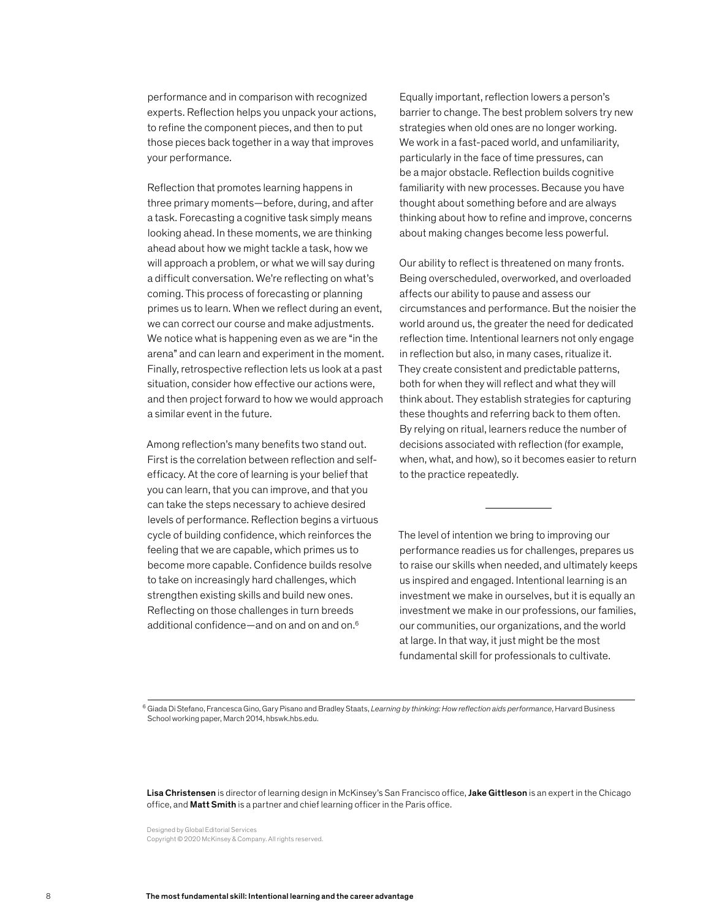performance and in comparison with recognized experts. Reflection helps you unpack your actions, to refine the component pieces, and then to put those pieces back together in a way that improves your performance.

Reflection that promotes learning happens in three primary moments—before, during, and after a task. Forecasting a cognitive task simply means looking ahead. In these moments, we are thinking ahead about how we might tackle a task, how we will approach a problem, or what we will say during a difficult conversation. We're reflecting on what's coming. This process of forecasting or planning primes us to learn. When we reflect during an event, we can correct our course and make adjustments. We notice what is happening even as we are "in the arena" and can learn and experiment in the moment. Finally, retrospective reflection lets us look at a past situation, consider how effective our actions were, and then project forward to how we would approach a similar event in the future.

Among reflection's many benefits two stand out. First is the correlation between reflection and self-efficacy. At the core of learning is your belief that you can learn, that you can improve, and that you can take the steps necessary to achieve desired levels of performance. Reflection begins a virtuous cycle of building confidence, which reinforces the feeling that we are capable, which primes us to become more capable. Confidence builds resolve to take on increasingly hard challenges, which strengthen existing skills and build new ones. Reflecting on those challenges in turn breeds additional confidence—and on and on and on.[6]

Equally important, reflection lowers a person's barrier to change. The best problem solvers try new strategies when old ones are no longer working. We work in a fast-paced world, and unfamiliarity, particularly in the face of time pressures, can be a major obstacle. Reflection builds cognitive familiarity with new processes. Because you have thought about something before and are always thinking about how to refine and improve, concerns about making changes become less powerful.

Our ability to reflect is threatened on many fronts. Being overscheduled, overworked, and overloaded affects our ability to pause and assess our circumstances and performance. But the noisier the world around us, the greater the need for dedicated reflection time. Intentional learners not only engage in reflection but also, in many cases, ritualize it. They create consistent and predictable patterns, both for when they will reflect and what they will think about. They establish strategies for capturing these thoughts and referring back to them often. By relying on ritual, learners reduce the number of decisions associated with reflection (for example, when, what, and how), so it becomes easier to return to the practice repeatedly.

---

The level of intention we bring to improving our performance readies us for challenges, prepares us to raise our skills when needed, and ultimately keeps us inspired and engaged. Intentional learning is an investment we make in ourselves, but it is equally an investment we make in our professions, our families, our communities, our organizations, and the world at large. In that way, it just might be the most fundamental skill for professionals to cultivate.

[6] Giada Di Stefano, Francesca Gino, Gary Pisano and Bradley Staats, *Learning by thinking: How reflection aids performance*, Harvard Business School working paper, March 2014, hbswk.hbs.edu.

**Lisa Christensen** is director of learning design in McKinsey's San Francisco office, **Jake Gittleson** is an expert in the Chicago office, and **Matt Smith** is a partner and chief learning officer in the Paris office.

Designed by Global Editorial Services
Copyright © 2020 McKinsey & Company. All rights reserved.